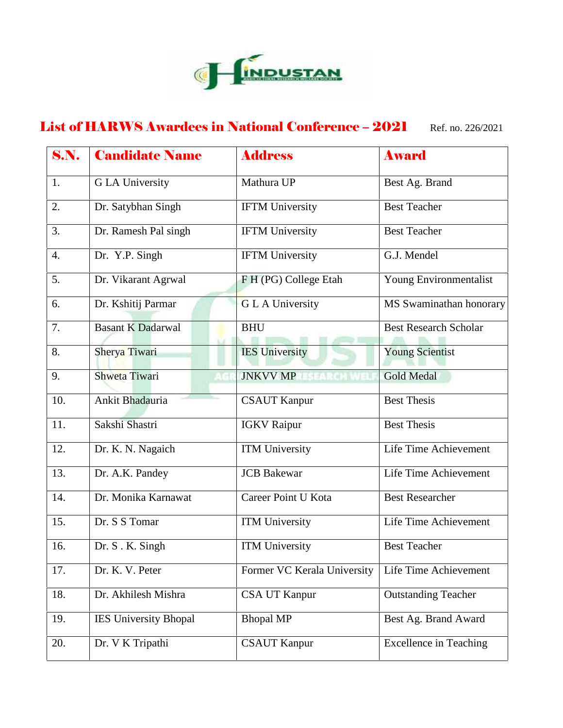## List of HARWS Awardees in National Conference – 2021

Ref. no. 226/2021

| S.N. | Candidate Name | Address | Award |
|---|---|---|---|
| 1. | G LA University | Mathura UP | Best Ag. Brand |
| 2. | Dr. Satybhan Singh | IFTM University | Best Teacher |
| 3. | Dr. Ramesh Pal singh | IFTM University | Best Teacher |
| 4. | Dr. Y.P. Singh | IFTM University | G.J. Mendel |
| 5. | Dr. Vikarant Agrwal | F H (PG) College Etah | Young Environmentalist |
| 6. | Dr. Kshitij Parmar | G L A University | MS Swaminathan honorary |
| 7. | Basant K Dadarwal | BHU | Best Research Scholar |
| 8. | Sherya Tiwari | IES University | Young Scientist |
| 9. | Shweta Tiwari | JNKVV MP | Gold Medal |
| 10. | Ankit Bhadauria | CSAUT Kanpur | Best Thesis |
| 11. | Sakshi Shastri | IGKV Raipur | Best Thesis |
| 12. | Dr. K. N. Nagaich | ITM University | Life Time Achievement |
| 13. | Dr. A.K. Pandey | JCB Bakewar | Life Time Achievement |
| 14. | Dr. Monika Karnawat | Career Point U Kota | Best Researcher |
| 15. | Dr. S S Tomar | ITM University | Life Time Achievement |
| 16. | Dr. S . K. Singh | ITM University | Best Teacher |
| 17. | Dr. K. V. Peter | Former VC Kerala University | Life Time Achievement |
| 18. | Dr. Akhilesh Mishra | CSA UT Kanpur | Outstanding Teacher |
| 19. | IES University Bhopal | Bhopal MP | Best Ag. Brand Award |
| 20. | Dr. V K Tripathi | CSAUT Kanpur | Excellence in Teaching |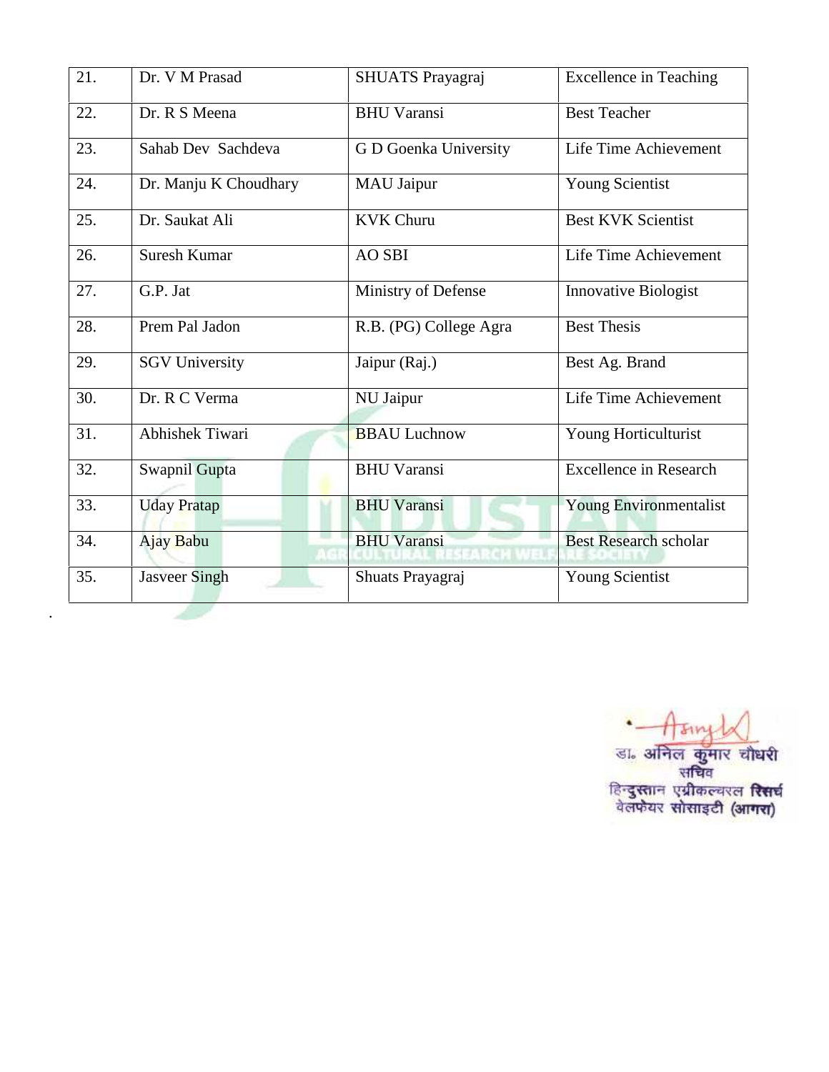| | | | |
|---|---|---|---|
| 21. | Dr. V M Prasad | SHUATS Prayagraj | Excellence in Teaching |
| 22. | Dr. R S Meena | BHU Varansi | Best Teacher |
| 23. | Sahab Dev Sachdeva | G D Goenka University | Life Time Achievement |
| 24. | Dr. Manju K Choudhary | MAU Jaipur | Young Scientist |
| 25. | Dr. Saukat Ali | KVK Churu | Best KVK Scientist |
| 26. | Suresh Kumar | AO SBI | Life Time Achievement |
| 27. | G.P. Jat | Ministry of Defense | Innovative Biologist |
| 28. | Prem Pal Jadon | R.B. (PG) College Agra | Best Thesis |
| 29. | SGV University | Jaipur (Raj.) | Best Ag. Brand |
| 30. | Dr. R C Verma | NU Jaipur | Life Time Achievement |
| 31. | Abhishek Tiwari | BBAU Luchnow | Young Horticulturist |
| 32. | Swapnil Gupta | BHU Varansi | Excellence in Research |
| 33. | Uday Pratap | BHU Varansi | Young Environmentalist |
| 34. | Ajay Babu | BHU Varansi | Best Research scholar |
| 35. | Jasveer Singh | Shuats Prayagraj | Young Scientist |

डा॰ अनिल कुमार चौधरी
सचिव
हिन्दुस्तान एग्रीकल्चरल रिसर्च वेलफेयर सोसाइटी (आगरा)